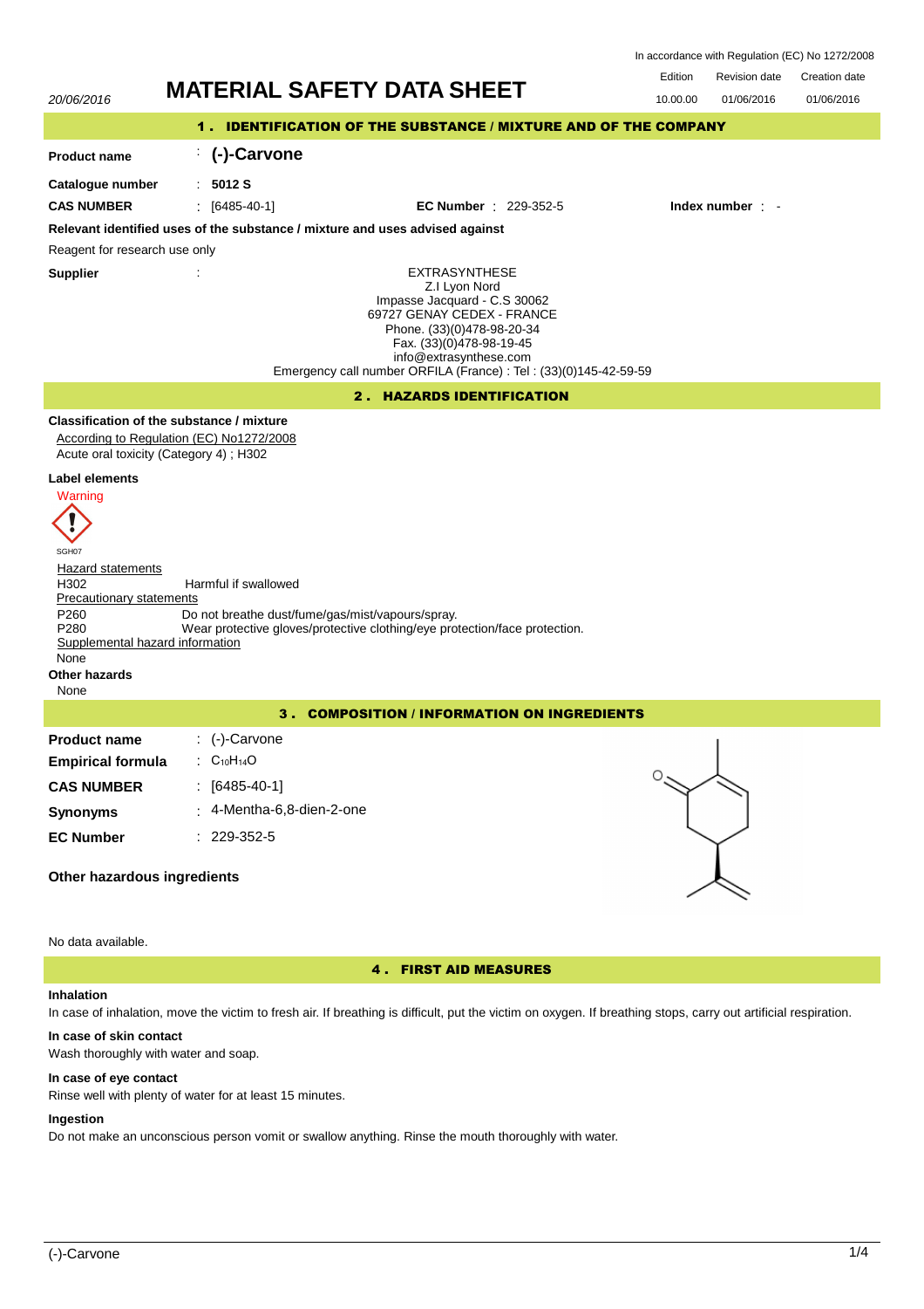In accordance with Regulation (EC) No 1272/2008

| | Edition | Revision date | Creation date |
|---|---|---|---|
| 20/06/2016 | 10.00.00 | 01/06/2016 | 01/06/2016 |

# MATERIAL SAFETY DATA SHEET

## 1 . IDENTIFICATION OF THE SUBSTANCE / MIXTURE AND OF THE COMPANY

**Product name** : **(-)-Carvone**

**Catalogue number** : **5012 S**

**CAS NUMBER** : [6485-40-1] **EC Number** : 229-352-5 **Index number** : -

**Relevant identified uses of the substance / mixture and uses advised against**

Reagent for research use only

**Supplier** :

EXTRASYNTHESE
Z.I Lyon Nord
Impasse Jacquard - C.S 30062
69727 GENAY CEDEX - FRANCE
Phone. (33)(0)478-98-20-34
Fax. (33)(0)478-98-19-45
info@extrasynthese.com
Emergency call number ORFILA (France) : Tel : (33)(0)145-42-59-59

## 2 . HAZARDS IDENTIFICATION

**Classification of the substance / mixture**

According to Regulation (EC) No1272/2008
Acute oral toxicity (Category 4) ; H302

**Label elements**

Warning

SGH07

Hazard statements

| | |
|---|---|
| H302 | Harmful if swallowed |

Precautionary statements

| | |
|---|---|
| P260 | Do not breathe dust/fume/gas/mist/vapours/spray. |
| P280 | Wear protective gloves/protective clothing/eye protection/face protection. |

Supplemental hazard information

None

**Other hazards**

None

## 3 . COMPOSITION / INFORMATION ON INGREDIENTS

**Product name** : (-)-Carvone

**Empirical formula** : $C_{10}H_{14}O$

**CAS NUMBER** : [6485-40-1]

**Synonyms** : 4-Mentha-6,8-dien-2-one

**EC Number** : 229-352-5

**Other hazardous ingredients**

No data available.

## 4 . FIRST AID MEASURES

**Inhalation**

In case of inhalation, move the victim to fresh air. If breathing is difficult, put the victim on oxygen. If breathing stops, carry out artificial respiration.

**In case of skin contact**

Wash thoroughly with water and soap.

**In case of eye contact**

Rinse well with plenty of water for at least 15 minutes.

**Ingestion**

Do not make an unconscious person vomit or swallow anything. Rinse the mouth thoroughly with water.

(-)-Carvone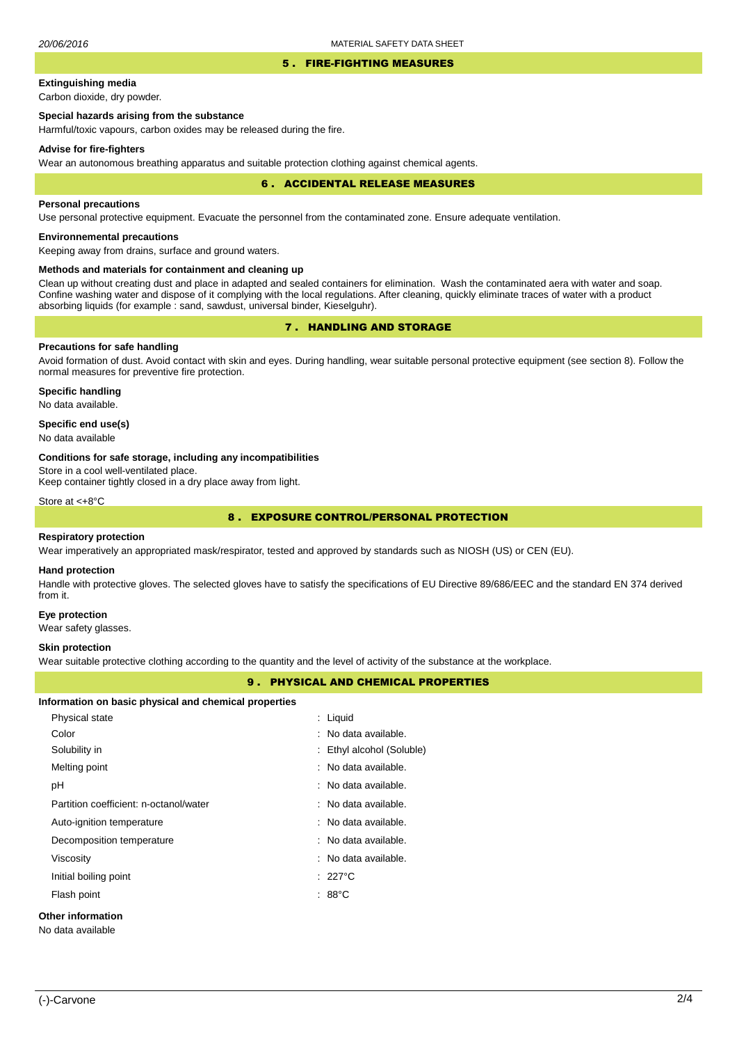## 5 . FIRE-FIGHTING MEASURES

### Extinguishing media

Carbon dioxide, dry powder.

### Special hazards arising from the substance

Harmful/toxic vapours, carbon oxides may be released during the fire.

### Advise for fire-fighters

Wear an autonomous breathing apparatus and suitable protection clothing against chemical agents.

## 6 . ACCIDENTAL RELEASE MEASURES

### Personal precautions

Use personal protective equipment. Evacuate the personnel from the contaminated zone. Ensure adequate ventilation.

### Environnemental precautions

Keeping away from drains, surface and ground waters.

### Methods and materials for containment and cleaning up

Clean up without creating dust and place in adapted and sealed containers for elimination. Wash the contaminated aera with water and soap. Confine washing water and dispose of it complying with the local regulations. After cleaning, quickly eliminate traces of water with a product absorbing liquids (for example : sand, sawdust, universal binder, Kieselguhr).

## 7 . HANDLING AND STORAGE

### Precautions for safe handling

Avoid formation of dust. Avoid contact with skin and eyes. During handling, wear suitable personal protective equipment (see section 8). Follow the normal measures for preventive fire protection.

### Specific handling

No data available.

### Specific end use(s)

No data available

### Conditions for safe storage, including any incompatibilities

Store in a cool well-ventilated place.
Keep container tightly closed in a dry place away from light.

Store at <+8°C

## 8 . EXPOSURE CONTROL/PERSONAL PROTECTION

### Respiratory protection

Wear imperatively an appropriated mask/respirator, tested and approved by standards such as NIOSH (US) or CEN (EU).

### Hand protection

Handle with protective gloves. The selected gloves have to satisfy the specifications of EU Directive 89/686/EEC and the standard EN 374 derived from it.

### Eye protection

Wear safety glasses.

### Skin protection

Wear suitable protective clothing according to the quantity and the level of activity of the substance at the workplace.

## 9 . PHYSICAL AND CHEMICAL PROPERTIES

### Information on basic physical and chemical properties

| Property | Value |
|---|---|
| Physical state | : Liquid |
| Color | : No data available. |
| Solubility in | : Ethyl alcohol (Soluble) |
| Melting point | : No data available. |
| pH | : No data available. |
| Partition coefficient: n-octanol/water | : No data available. |
| Auto-ignition temperature | : No data available. |
| Decomposition temperature | : No data available. |
| Viscosity | : No data available. |
| Initial boiling point | : 227°C |
| Flash point | : 88°C |

### Other information

No data available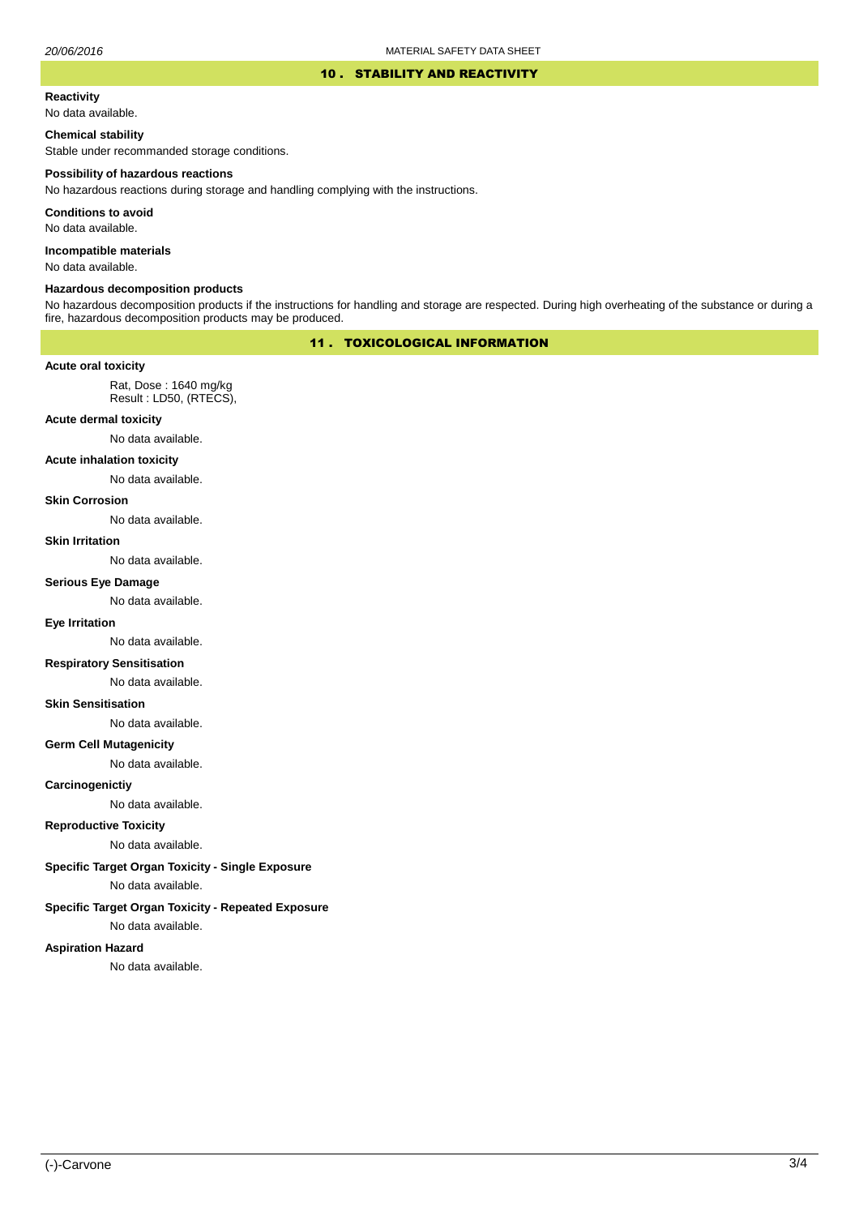## 10 . STABILITY AND REACTIVITY

**Reactivity**

No data available.

**Chemical stability**

Stable under recommanded storage conditions.

**Possibility of hazardous reactions**

No hazardous reactions during storage and handling complying with the instructions.

**Conditions to avoid**

No data available.

**Incompatible materials**

No data available.

**Hazardous decomposition products**

No hazardous decomposition products if the instructions for handling and storage are respected. During high overheating of the substance or during a fire, hazardous decomposition products may be produced.

## 11 . TOXICOLOGICAL INFORMATION

**Acute oral toxicity**

Rat, Dose : 1640 mg/kg
Result : LD50, (RTECS),

**Acute dermal toxicity**

No data available.

**Acute inhalation toxicity**

No data available.

**Skin Corrosion**

No data available.

**Skin Irritation**

No data available.

**Serious Eye Damage**

No data available.

**Eye Irritation**

No data available.

**Respiratory Sensitisation**

No data available.

**Skin Sensitisation**

No data available.

**Germ Cell Mutagenicity**

No data available.

**Carcinogenictiy**

No data available.

**Reproductive Toxicity**

No data available.

**Specific Target Organ Toxicity - Single Exposure**

No data available.

**Specific Target Organ Toxicity - Repeated Exposure**

No data available.

**Aspiration Hazard**

No data available.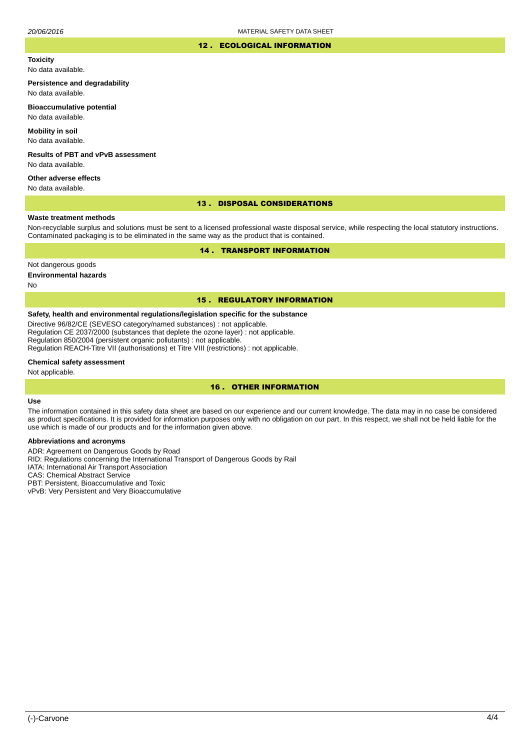## 12 . ECOLOGICAL INFORMATION

**Toxicity**

No data available.

**Persistence and degradability**

No data available.

**Bioaccumulative potential**

No data available.

**Mobility in soil**

No data available.

**Results of PBT and vPvB assessment**

No data available.

**Other adverse effects**

No data available.

## 13 . DISPOSAL CONSIDERATIONS

**Waste treatment methods**

Non-recyclable surplus and solutions must be sent to a licensed professional waste disposal service, while respecting the local statutory instructions. Contaminated packaging is to be eliminated in the same way as the product that is contained.

## 14 . TRANSPORT INFORMATION

Not dangerous goods

**Environmental hazards**

No

## 15 . REGULATORY INFORMATION

**Safety, health and environmental regulations/legislation specific for the substance**

Directive 96/82/CE (SEVESO category/named substances) : not applicable.
Regulation CE 2037/2000 (substances that deplete the ozone layer) : not applicable.
Regulation 850/2004 (persistent organic pollutants) : not applicable.
Regulation REACH-Titre VII (authorisations) et Titre VIII (restrictions) : not applicable.

**Chemical safety assessment**

Not applicable.

## 16 . OTHER INFORMATION

**Use**

The information contained in this safety data sheet are based on our experience and our current knowledge. The data may in no case be considered as product specifications. It is provided for information purposes only with no obligation on our part. In this respect, we shall not be held liable for the use which is made of our products and for the information given above.

**Abbreviations and acronyms**

ADR: Agreement on Dangerous Goods by Road
RID: Regulations concerning the International Transport of Dangerous Goods by Rail
IATA: International Air Transport Association
CAS: Chemical Abstract Service
PBT: Persistent, Bioaccumulative and Toxic
vPvB: Very Persistent and Very Bioaccumulative